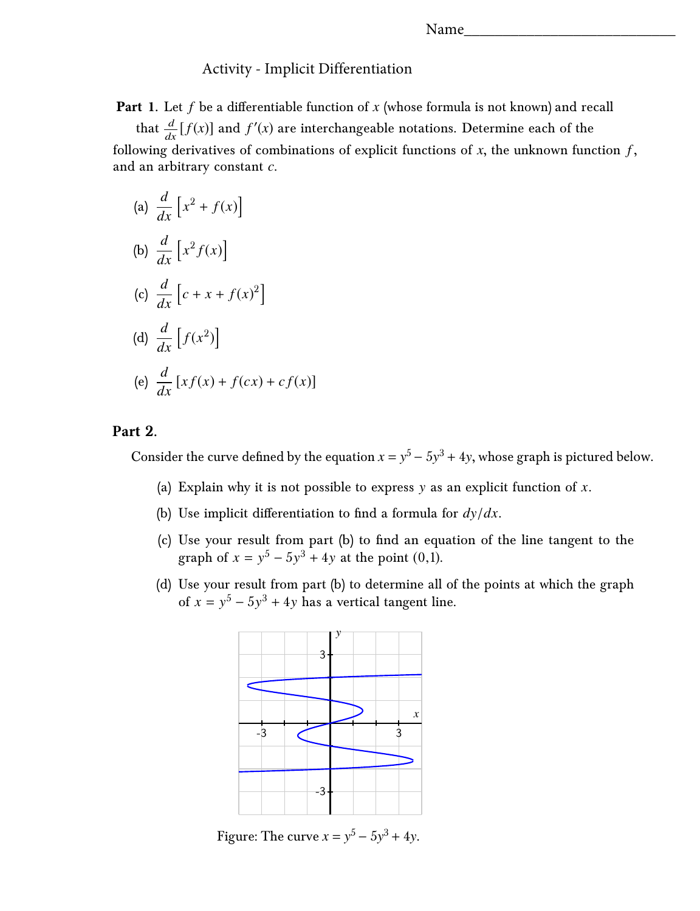Name______________________________

# Activity - Implicit Differentiation

**Part 1.** Let $f$ be a differentiable function of $x$ (whose formula is not known) and recall that $\frac{d}{dx}[f(x)]$ and $f'(x)$ are interchangeable notations. Determine each of the following derivatives of combinations of explicit functions of $x$, the unknown function $f$, and an arbitrary constant $c$.

(a) $\dfrac{d}{dx}\left[x^2 + f(x)\right]$

(b) $\dfrac{d}{dx}\left[x^2 f(x)\right]$

(c) $\dfrac{d}{dx}\left[c + x + f(x)^2\right]$

(d) $\dfrac{d}{dx}\left[f(x^2)\right]$

(e) $\dfrac{d}{dx}\left[x f(x) + f(cx) + c f(x)\right]$

**Part 2.**

Consider the curve defined by the equation $x = y^5 - 5y^3 + 4y$, whose graph is pictured below.

(a) Explain why it is not possible to express $y$ as an explicit function of $x$.

(b) Use implicit differentiation to find a formula for $dy/dx$.

(c) Use your result from part (b) to find an equation of the line tangent to the graph of $x = y^5 - 5y^3 + 4y$ at the point $(0,1)$.

(d) Use your result from part (b) to determine all of the points at which the graph of $x = y^5 - 5y^3 + 4y$ has a vertical tangent line.

Figure: The curve $x = y^5 - 5y^3 + 4y$.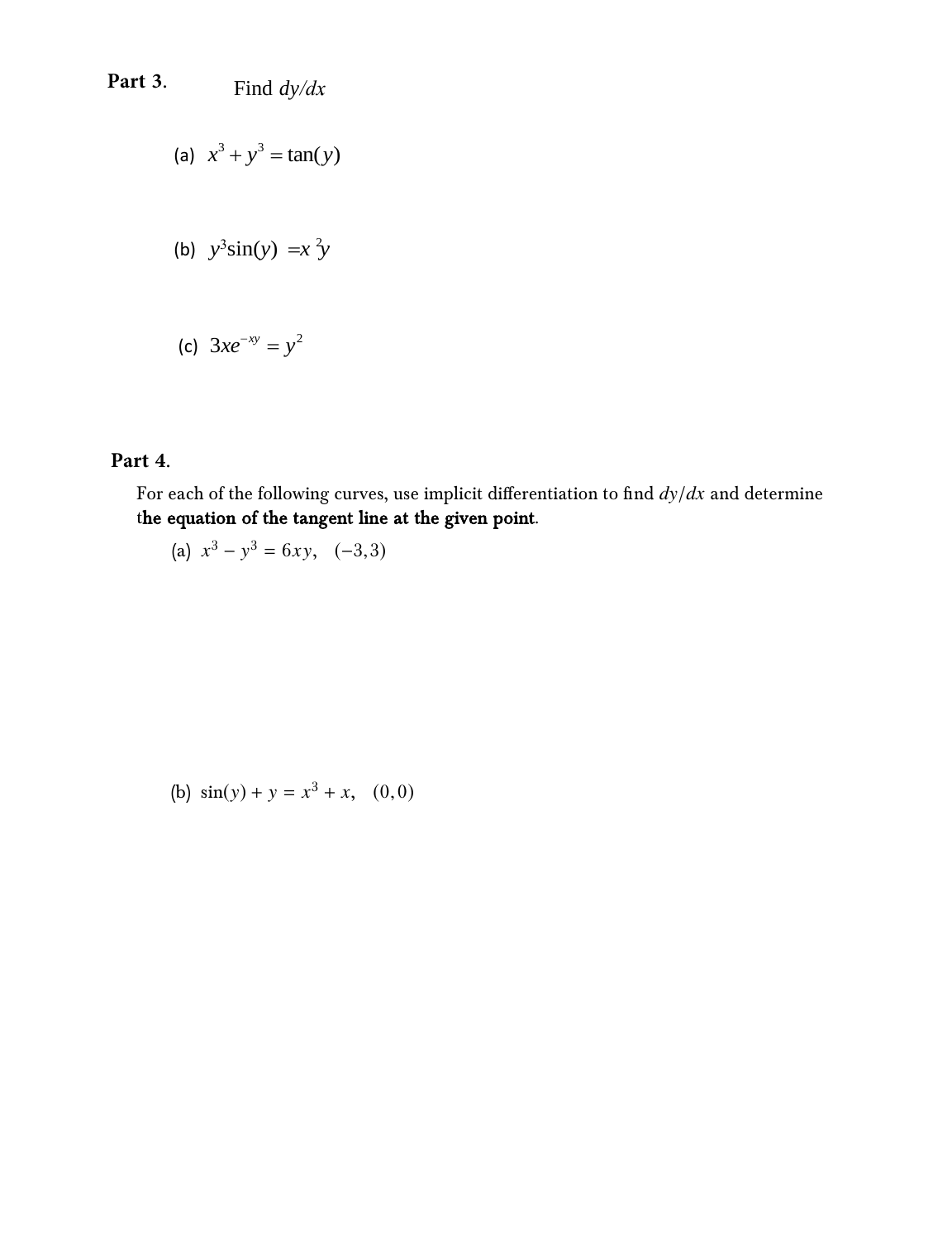**Part 3.** Find $dy/dx$

(a) $x^3 + y^3 = \tan(y)$

(b) $y^3\sin(y) = x^2y$

(c) $3xe^{-xy} = y^2$

**Part 4.**

For each of the following curves, use implicit differentiation to find $dy/dx$ and determine **the equation of the tangent line at the given point**.

(a) $x^3 - y^3 = 6xy, \quad (-3, 3)$

(b) $\sin(y) + y = x^3 + x, \quad (0, 0)$